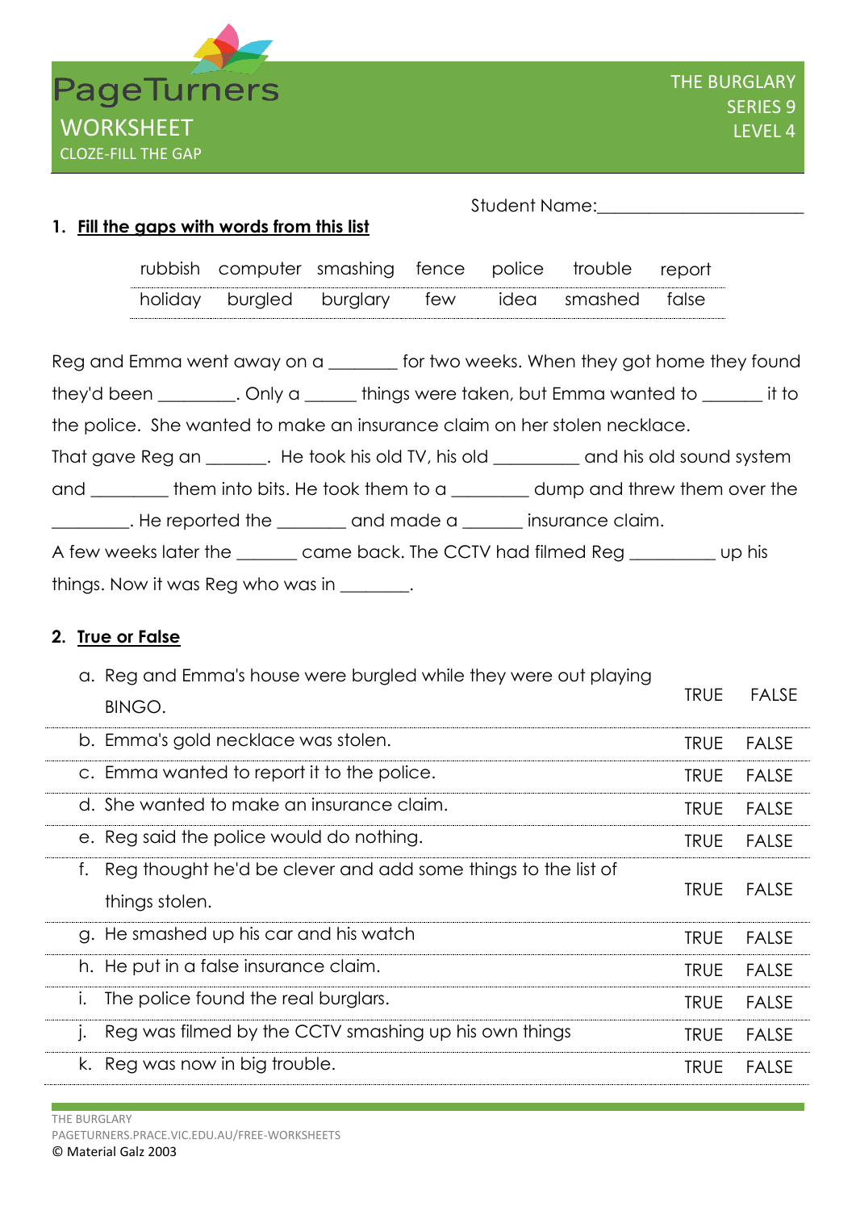PageTurners
WORKSHEET
CLOZE-FILL THE GAP

THE BURGLARY
SERIES 9
LEVEL 4

Student Name:______________________

## 1. Fill the gaps with words from this list

| | | | | | | |
|---|---|---|---|---|---|---|
| rubbish | computer | smashing | fence | police | trouble | report |
| holiday | burgled | burglary | few | idea | smashed | false |

Reg and Emma went away on a _______ for two weeks. When they got home they found they'd been ________. Only a _____ things were taken, but Emma wanted to ______ it to the police. She wanted to make an insurance claim on her stolen necklace.
That gave Reg an ______. He took his old TV, his old _________ and his old sound system and ________ them into bits. He took them to a ________ dump and threw them over the ________. He reported the _______ and made a ______ insurance claim.
A few weeks later the ______ came back. The CCTV had filmed Reg _________ up his things. Now it was Reg who was in _______.

## 2. True or False

| | | |
|---|---|---|
| a. Reg and Emma's house were burgled while they were out playing BINGO. | TRUE | FALSE |
| b. Emma's gold necklace was stolen. | TRUE | FALSE |
| c. Emma wanted to report it to the police. | TRUE | FALSE |
| d. She wanted to make an insurance claim. | TRUE | FALSE |
| e. Reg said the police would do nothing. | TRUE | FALSE |
| f. Reg thought he'd be clever and add some things to the list of things stolen. | TRUE | FALSE |
| g. He smashed up his car and his watch | TRUE | FALSE |
| h. He put in a false insurance claim. | TRUE | FALSE |
| i. The police found the real burglars. | TRUE | FALSE |
| j. Reg was filmed by the CCTV smashing up his own things | TRUE | FALSE |
| k. Reg was now in big trouble. | TRUE | FALSE |

THE BURGLARY
PAGETURNERS.PRACE.VIC.EDU.AU/FREE-WORKSHEETS
© Material Galz 2003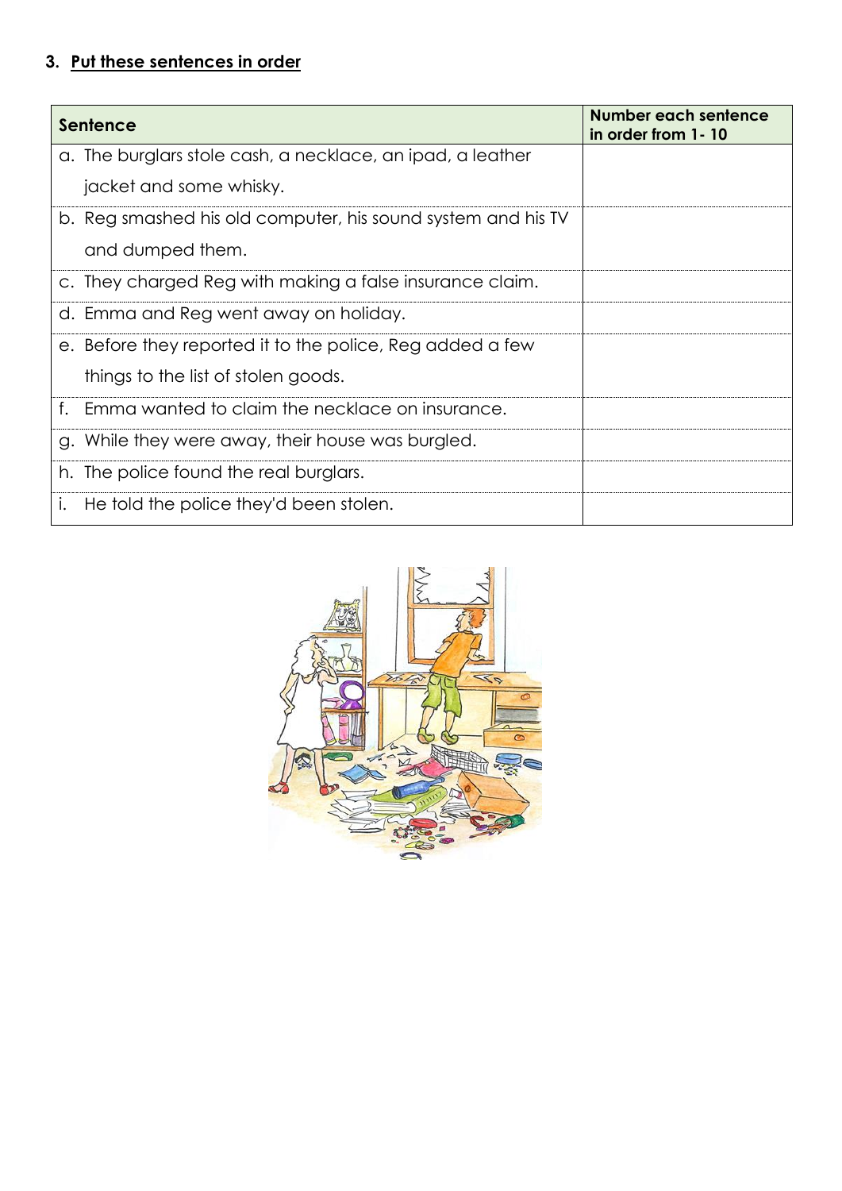### 3. Put these sentences in order

| Sentence | Number each sentence in order from 1- 10 |
| --- | --- |
| a. The burglars stole cash, a necklace, an ipad, a leather jacket and some whisky. | |
| b. Reg smashed his old computer, his sound system and his TV and dumped them. | |
| c. They charged Reg with making a false insurance claim. | |
| d. Emma and Reg went away on holiday. | |
| e. Before they reported it to the police, Reg added a few things to the list of stolen goods. | |
| f. Emma wanted to claim the necklace on insurance. | |
| g. While they were away, their house was burgled. | |
| h. The police found the real burglars. | |
| i. He told the police they'd been stolen. | |